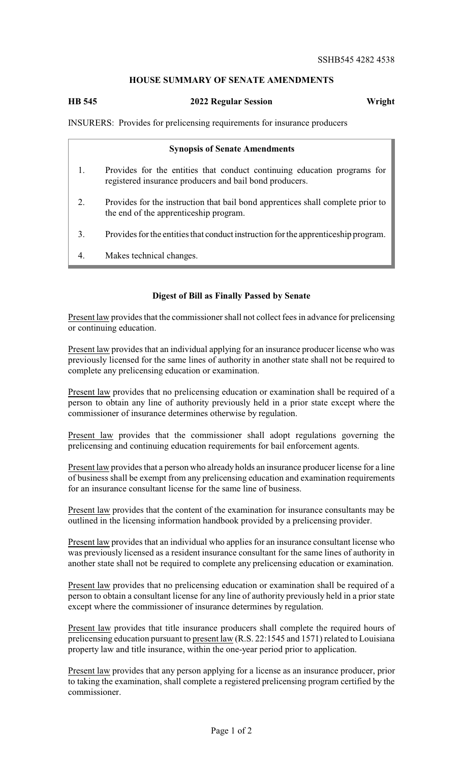SSHB545 4282 4538

## HOUSE SUMMARY OF SENATE AMENDMENTS

**HB 545 2022 Regular Session Wright**

INSURERS: Provides for prelicensing requirements for insurance producers

### Synopsis of Senate Amendments

1. Provides for the entities that conduct continuing education programs for registered insurance producers and bail bond producers.
2. Provides for the instruction that bail bond apprentices shall complete prior to the end of the apprenticeship program.
3. Provides for the entities that conduct instruction for the apprenticeship program.
4. Makes technical changes.

### Digest of Bill as Finally Passed by Senate

Present law provides that the commissioner shall not collect fees in advance for prelicensing or continuing education.

Present law provides that an individual applying for an insurance producer license who was previously licensed for the same lines of authority in another state shall not be required to complete any prelicensing education or examination.

Present law provides that no prelicensing education or examination shall be required of a person to obtain any line of authority previously held in a prior state except where the commissioner of insurance determines otherwise by regulation.

Present law provides that the commissioner shall adopt regulations governing the prelicensing and continuing education requirements for bail enforcement agents.

Present law provides that a person who already holds an insurance producer license for a line of business shall be exempt from any prelicensing education and examination requirements for an insurance consultant license for the same line of business.

Present law provides that the content of the examination for insurance consultants may be outlined in the licensing information handbook provided by a prelicensing provider.

Present law provides that an individual who applies for an insurance consultant license who was previously licensed as a resident insurance consultant for the same lines of authority in another state shall not be required to complete any prelicensing education or examination.

Present law provides that no prelicensing education or examination shall be required of a person to obtain a consultant license for any line of authority previously held in a prior state except where the commissioner of insurance determines by regulation.

Present law provides that title insurance producers shall complete the required hours of prelicensing education pursuant to present law (R.S. 22:1545 and 1571) related to Louisiana property law and title insurance, within the one-year period prior to application.

Present law provides that any person applying for a license as an insurance producer, prior to taking the examination, shall complete a registered prelicensing program certified by the commissioner.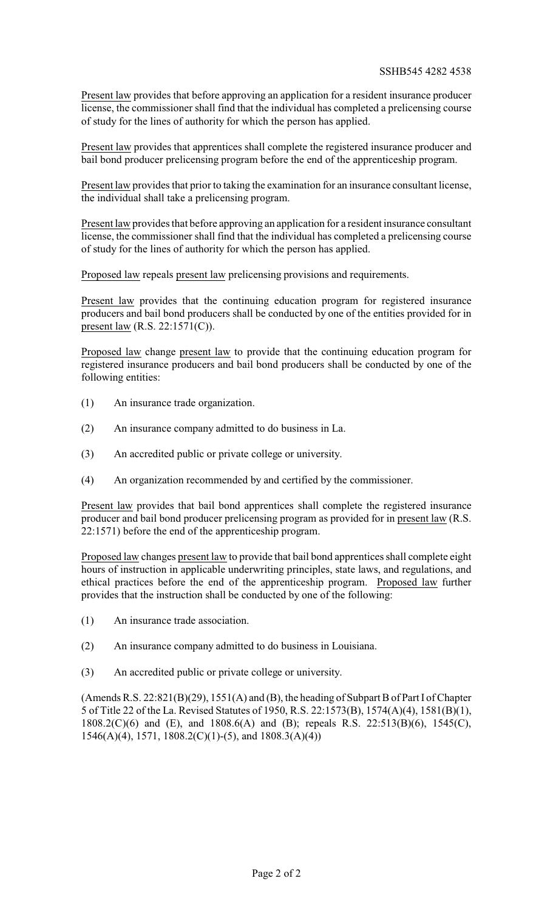Present law provides that before approving an application for a resident insurance producer license, the commissioner shall find that the individual has completed a prelicensing course of study for the lines of authority for which the person has applied.

Present law provides that apprentices shall complete the registered insurance producer and bail bond producer prelicensing program before the end of the apprenticeship program.

Present law provides that prior to taking the examination for an insurance consultant license, the individual shall take a prelicensing program.

Present law provides that before approving an application for a resident insurance consultant license, the commissioner shall find that the individual has completed a prelicensing course of study for the lines of authority for which the person has applied.

Proposed law repeals present law prelicensing provisions and requirements.

Present law provides that the continuing education program for registered insurance producers and bail bond producers shall be conducted by one of the entities provided for in present law (R.S. 22:1571(C)).

Proposed law change present law to provide that the continuing education program for registered insurance producers and bail bond producers shall be conducted by one of the following entities:

(1) An insurance trade organization.

(2) An insurance company admitted to do business in La.

(3) An accredited public or private college or university.

(4) An organization recommended by and certified by the commissioner.

Present law provides that bail bond apprentices shall complete the registered insurance producer and bail bond producer prelicensing program as provided for in present law (R.S. 22:1571) before the end of the apprenticeship program.

Proposed law changes present law to provide that bail bond apprentices shall complete eight hours of instruction in applicable underwriting principles, state laws, and regulations, and ethical practices before the end of the apprenticeship program. Proposed law further provides that the instruction shall be conducted by one of the following:

(1) An insurance trade association.

(2) An insurance company admitted to do business in Louisiana.

(3) An accredited public or private college or university.

(Amends R.S. 22:821(B)(29), 1551(A) and (B), the heading of Subpart B of Part I of Chapter 5 of Title 22 of the La. Revised Statutes of 1950, R.S. 22:1573(B), 1574(A)(4), 1581(B)(1), 1808.2(C)(6) and (E), and 1808.6(A) and (B); repeals R.S. 22:513(B)(6), 1545(C), 1546(A)(4), 1571, 1808.2(C)(1)-(5), and 1808.3(A)(4))